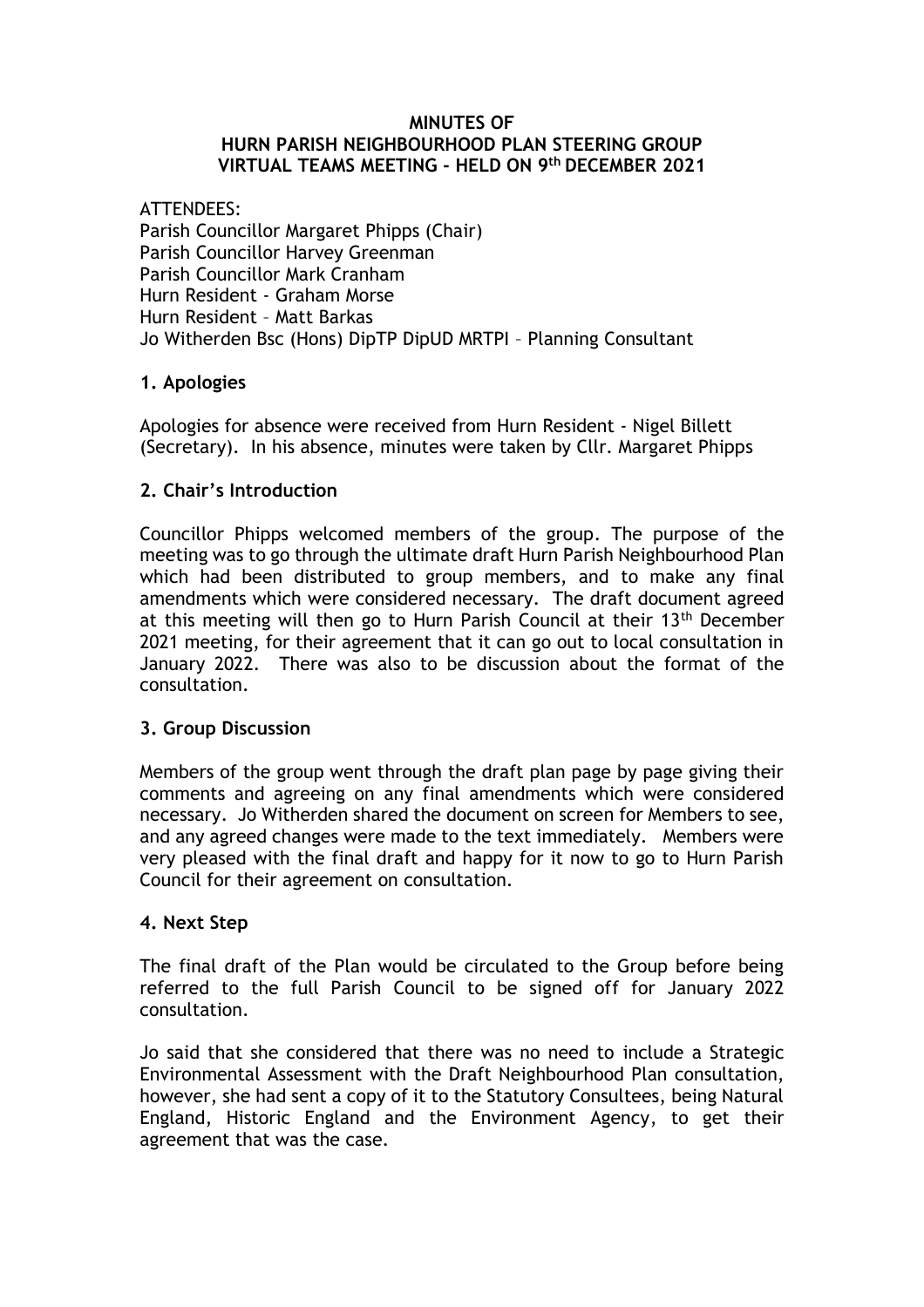# MINUTES OF HURN PARISH NEIGHBOURHOOD PLAN STEERING GROUP VIRTUAL TEAMS MEETING - HELD ON 9th DECEMBER 2021

ATTENDEES:
Parish Councillor Margaret Phipps (Chair)
Parish Councillor Harvey Greenman
Parish Councillor Mark Cranham
Hurn Resident - Graham Morse
Hurn Resident – Matt Barkas
Jo Witherden Bsc (Hons) DipTP DipUD MRTPI – Planning Consultant

## 1. Apologies

Apologies for absence were received from Hurn Resident - Nigel Billett (Secretary). In his absence, minutes were taken by Cllr. Margaret Phipps

## 2. Chair's Introduction

Councillor Phipps welcomed members of the group. The purpose of the meeting was to go through the ultimate draft Hurn Parish Neighbourhood Plan which had been distributed to group members, and to make any final amendments which were considered necessary. The draft document agreed at this meeting will then go to Hurn Parish Council at their 13th December 2021 meeting, for their agreement that it can go out to local consultation in January 2022. There was also to be discussion about the format of the consultation.

## 3. Group Discussion

Members of the group went through the draft plan page by page giving their comments and agreeing on any final amendments which were considered necessary. Jo Witherden shared the document on screen for Members to see, and any agreed changes were made to the text immediately. Members were very pleased with the final draft and happy for it now to go to Hurn Parish Council for their agreement on consultation.

## 4. Next Step

The final draft of the Plan would be circulated to the Group before being referred to the full Parish Council to be signed off for January 2022 consultation.

Jo said that she considered that there was no need to include a Strategic Environmental Assessment with the Draft Neighbourhood Plan consultation, however, she had sent a copy of it to the Statutory Consultees, being Natural England, Historic England and the Environment Agency, to get their agreement that was the case.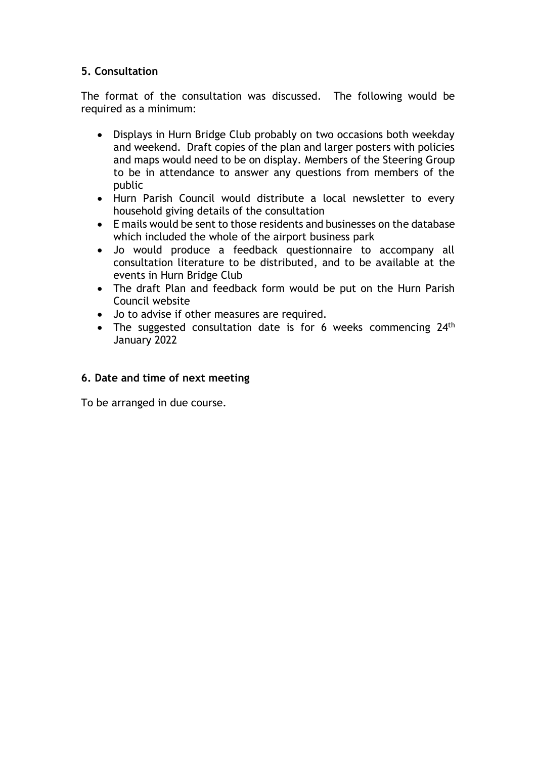**5. Consultation**

The format of the consultation was discussed. The following would be required as a minimum:

- Displays in Hurn Bridge Club probably on two occasions both weekday and weekend. Draft copies of the plan and larger posters with policies and maps would need to be on display. Members of the Steering Group to be in attendance to answer any questions from members of the public
- Hurn Parish Council would distribute a local newsletter to every household giving details of the consultation
- E mails would be sent to those residents and businesses on the database which included the whole of the airport business park
- Jo would produce a feedback questionnaire to accompany all consultation literature to be distributed, and to be available at the events in Hurn Bridge Club
- The draft Plan and feedback form would be put on the Hurn Parish Council website
- Jo to advise if other measures are required.
- The suggested consultation date is for 6 weeks commencing 24th January 2022

**6. Date and time of next meeting**

To be arranged in due course.